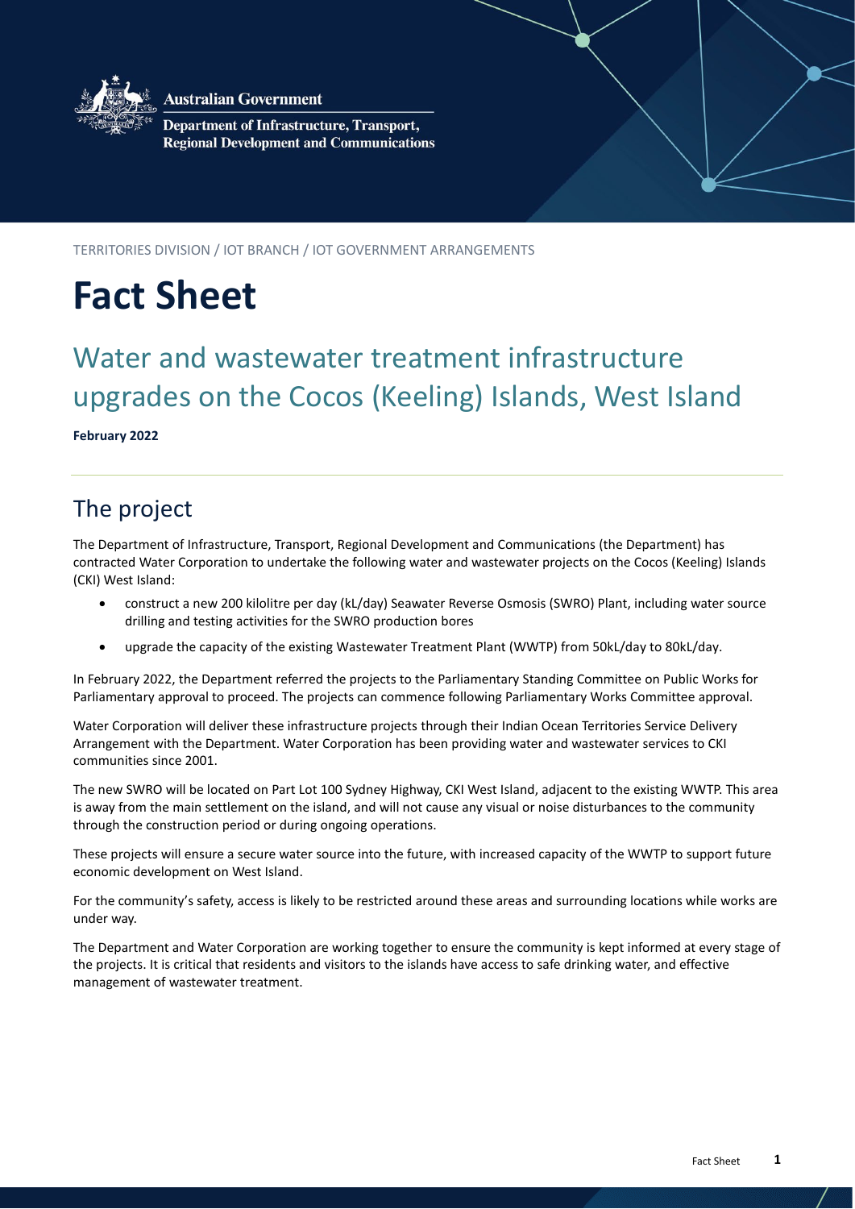Australian Government

Department of Infrastructure, Transport, Regional Development and Communications

TERRITORIES DIVISION / IOT BRANCH / IOT GOVERNMENT ARRANGEMENTS

# Fact Sheet

## Water and wastewater treatment infrastructure upgrades on the Cocos (Keeling) Islands, West Island

**February 2022**

## The project

The Department of Infrastructure, Transport, Regional Development and Communications (the Department) has contracted Water Corporation to undertake the following water and wastewater projects on the Cocos (Keeling) Islands (CKI) West Island:

- construct a new 200 kilolitre per day (kL/day) Seawater Reverse Osmosis (SWRO) Plant, including water source drilling and testing activities for the SWRO production bores
- upgrade the capacity of the existing Wastewater Treatment Plant (WWTP) from 50kL/day to 80kL/day.

In February 2022, the Department referred the projects to the Parliamentary Standing Committee on Public Works for Parliamentary approval to proceed. The projects can commence following Parliamentary Works Committee approval.

Water Corporation will deliver these infrastructure projects through their Indian Ocean Territories Service Delivery Arrangement with the Department. Water Corporation has been providing water and wastewater services to CKI communities since 2001.

The new SWRO will be located on Part Lot 100 Sydney Highway, CKI West Island, adjacent to the existing WWTP. This area is away from the main settlement on the island, and will not cause any visual or noise disturbances to the community through the construction period or during ongoing operations.

These projects will ensure a secure water source into the future, with increased capacity of the WWTP to support future economic development on West Island.

For the community's safety, access is likely to be restricted around these areas and surrounding locations while works are under way.

The Department and Water Corporation are working together to ensure the community is kept informed at every stage of the projects. It is critical that residents and visitors to the islands have access to safe drinking water, and effective management of wastewater treatment.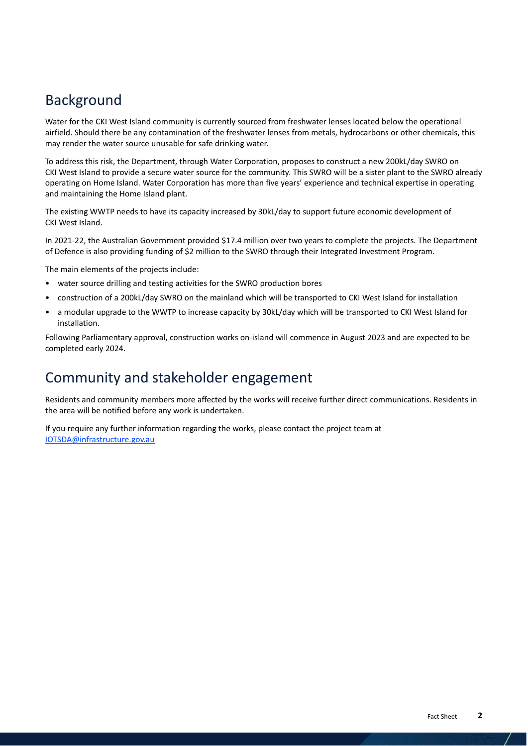## Background

Water for the CKI West Island community is currently sourced from freshwater lenses located below the operational airfield. Should there be any contamination of the freshwater lenses from metals, hydrocarbons or other chemicals, this may render the water source unusable for safe drinking water.

To address this risk, the Department, through Water Corporation, proposes to construct a new 200kL/day SWRO on CKI West Island to provide a secure water source for the community. This SWRO will be a sister plant to the SWRO already operating on Home Island. Water Corporation has more than five years' experience and technical expertise in operating and maintaining the Home Island plant.

The existing WWTP needs to have its capacity increased by 30kL/day to support future economic development of CKI West Island.

In 2021-22, the Australian Government provided $17.4 million over two years to complete the projects. The Department of Defence is also providing funding of $2 million to the SWRO through their Integrated Investment Program.

The main elements of the projects include:

- water source drilling and testing activities for the SWRO production bores
- construction of a 200kL/day SWRO on the mainland which will be transported to CKI West Island for installation
- a modular upgrade to the WWTP to increase capacity by 30kL/day which will be transported to CKI West Island for installation.

Following Parliamentary approval, construction works on-island will commence in August 2023 and are expected to be completed early 2024.

## Community and stakeholder engagement

Residents and community members more affected by the works will receive further direct communications. Residents in the area will be notified before any work is undertaken.

If you require any further information regarding the works, please contact the project team at IOTSDA@infrastructure.gov.au